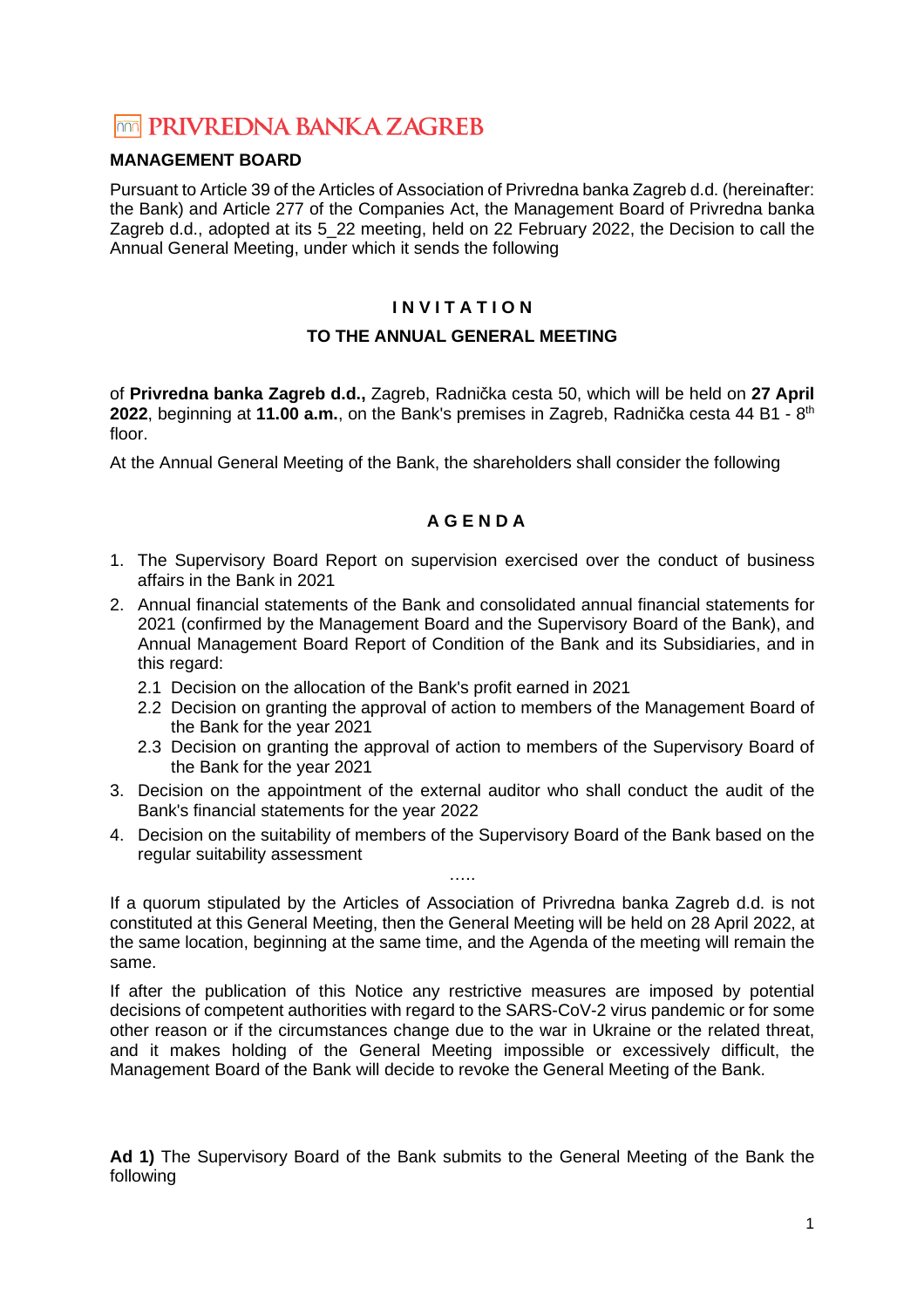# PRIVREDNA BANKA ZAGREB

**MANAGEMENT BOARD**

Pursuant to Article 39 of the Articles of Association of Privredna banka Zagreb d.d. (hereinafter: the Bank) and Article 277 of the Companies Act, the Management Board of Privredna banka Zagreb d.d., adopted at its 5_22 meeting, held on 22 February 2022, the Decision to call the Annual General Meeting, under which it sends the following

## I N V I T A T I O N

## TO THE ANNUAL GENERAL MEETING

of **Privredna banka Zagreb d.d.,** Zagreb, Radnička cesta 50, which will be held on **27 April 2022**, beginning at **11.00 a.m.**, on the Bank's premises in Zagreb, Radnička cesta 44 B1 - 8th floor.

At the Annual General Meeting of the Bank, the shareholders shall consider the following

## A G E N D A

1. The Supervisory Board Report on supervision exercised over the conduct of business affairs in the Bank in 2021
2. Annual financial statements of the Bank and consolidated annual financial statements for 2021 (confirmed by the Management Board and the Supervisory Board of the Bank), and Annual Management Board Report of Condition of the Bank and its Subsidiaries, and in this regard:
   - 2.1 Decision on the allocation of the Bank's profit earned in 2021
   - 2.2 Decision on granting the approval of action to members of the Management Board of the Bank for the year 2021
   - 2.3 Decision on granting the approval of action to members of the Supervisory Board of the Bank for the year 2021
3. Decision on the appointment of the external auditor who shall conduct the audit of the Bank's financial statements for the year 2022
4. Decision on the suitability of members of the Supervisory Board of the Bank based on the regular suitability assessment

.....

If a quorum stipulated by the Articles of Association of Privredna banka Zagreb d.d. is not constituted at this General Meeting, then the General Meeting will be held on 28 April 2022, at the same location, beginning at the same time, and the Agenda of the meeting will remain the same.

If after the publication of this Notice any restrictive measures are imposed by potential decisions of competent authorities with regard to the SARS-CoV-2 virus pandemic or for some other reason or if the circumstances change due to the war in Ukraine or the related threat, and it makes holding of the General Meeting impossible or excessively difficult, the Management Board of the Bank will decide to revoke the General Meeting of the Bank.

**Ad 1)** The Supervisory Board of the Bank submits to the General Meeting of the Bank the following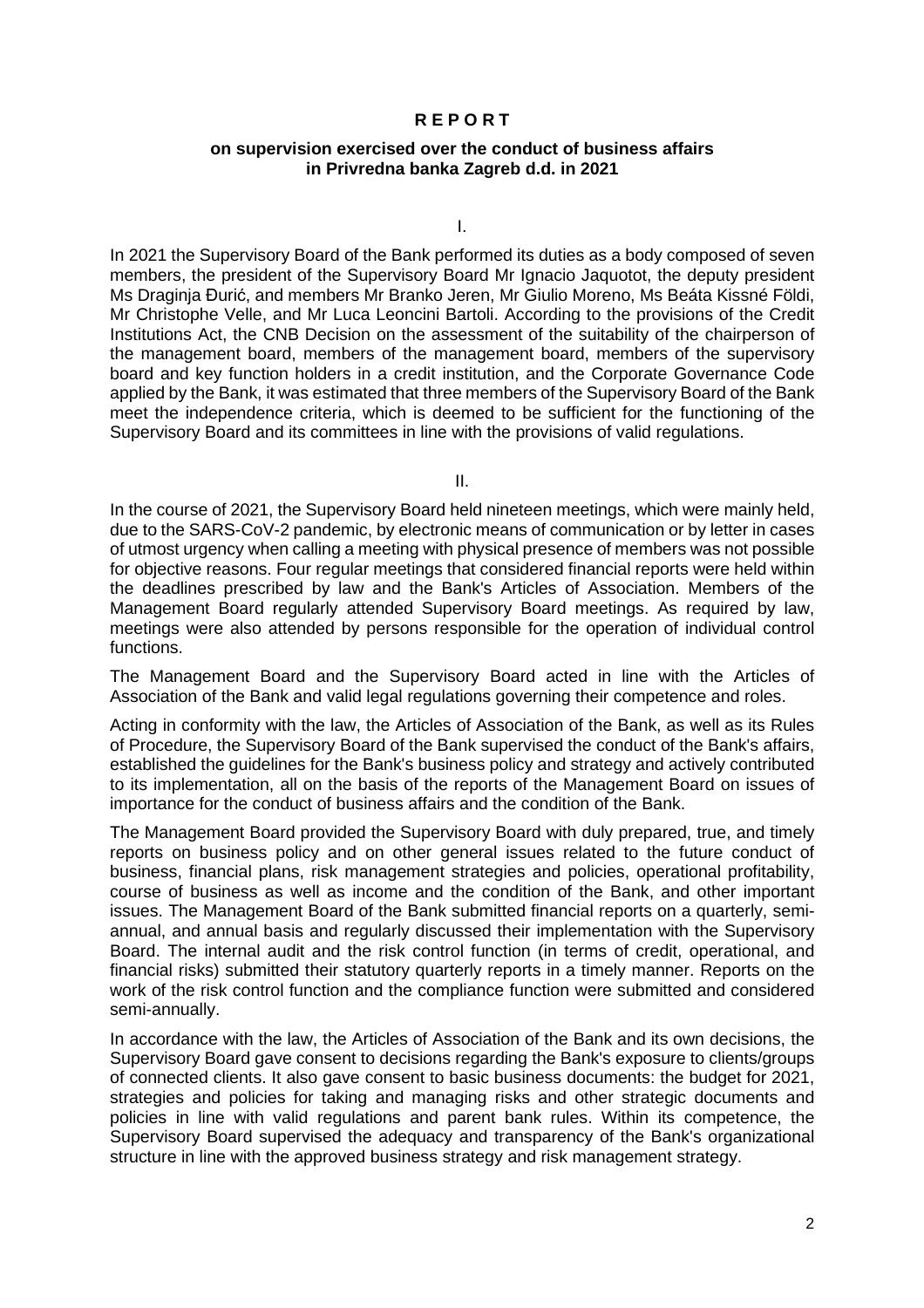# R E P O R T

## on supervision exercised over the conduct of business affairs in Privredna banka Zagreb d.d. in 2021

I.

In 2021 the Supervisory Board of the Bank performed its duties as a body composed of seven members, the president of the Supervisory Board Mr Ignacio Jaquotot, the deputy president Ms Draginja Đurić, and members Mr Branko Jeren, Mr Giulio Moreno, Ms Beáta Kissné Földi, Mr Christophe Velle, and Mr Luca Leoncini Bartoli. According to the provisions of the Credit Institutions Act, the CNB Decision on the assessment of the suitability of the chairperson of the management board, members of the management board, members of the supervisory board and key function holders in a credit institution, and the Corporate Governance Code applied by the Bank, it was estimated that three members of the Supervisory Board of the Bank meet the independence criteria, which is deemed to be sufficient for the functioning of the Supervisory Board and its committees in line with the provisions of valid regulations.

II.

In the course of 2021, the Supervisory Board held nineteen meetings, which were mainly held, due to the SARS-CoV-2 pandemic, by electronic means of communication or by letter in cases of utmost urgency when calling a meeting with physical presence of members was not possible for objective reasons. Four regular meetings that considered financial reports were held within the deadlines prescribed by law and the Bank's Articles of Association. Members of the Management Board regularly attended Supervisory Board meetings. As required by law, meetings were also attended by persons responsible for the operation of individual control functions.

The Management Board and the Supervisory Board acted in line with the Articles of Association of the Bank and valid legal regulations governing their competence and roles.

Acting in conformity with the law, the Articles of Association of the Bank, as well as its Rules of Procedure, the Supervisory Board of the Bank supervised the conduct of the Bank's affairs, established the guidelines for the Bank's business policy and strategy and actively contributed to its implementation, all on the basis of the reports of the Management Board on issues of importance for the conduct of business affairs and the condition of the Bank.

The Management Board provided the Supervisory Board with duly prepared, true, and timely reports on business policy and on other general issues related to the future conduct of business, financial plans, risk management strategies and policies, operational profitability, course of business as well as income and the condition of the Bank, and other important issues. The Management Board of the Bank submitted financial reports on a quarterly, semi-annual, and annual basis and regularly discussed their implementation with the Supervisory Board. The internal audit and the risk control function (in terms of credit, operational, and financial risks) submitted their statutory quarterly reports in a timely manner. Reports on the work of the risk control function and the compliance function were submitted and considered semi-annually.

In accordance with the law, the Articles of Association of the Bank and its own decisions, the Supervisory Board gave consent to decisions regarding the Bank's exposure to clients/groups of connected clients. It also gave consent to basic business documents: the budget for 2021, strategies and policies for taking and managing risks and other strategic documents and policies in line with valid regulations and parent bank rules. Within its competence, the Supervisory Board supervised the adequacy and transparency of the Bank's organizational structure in line with the approved business strategy and risk management strategy.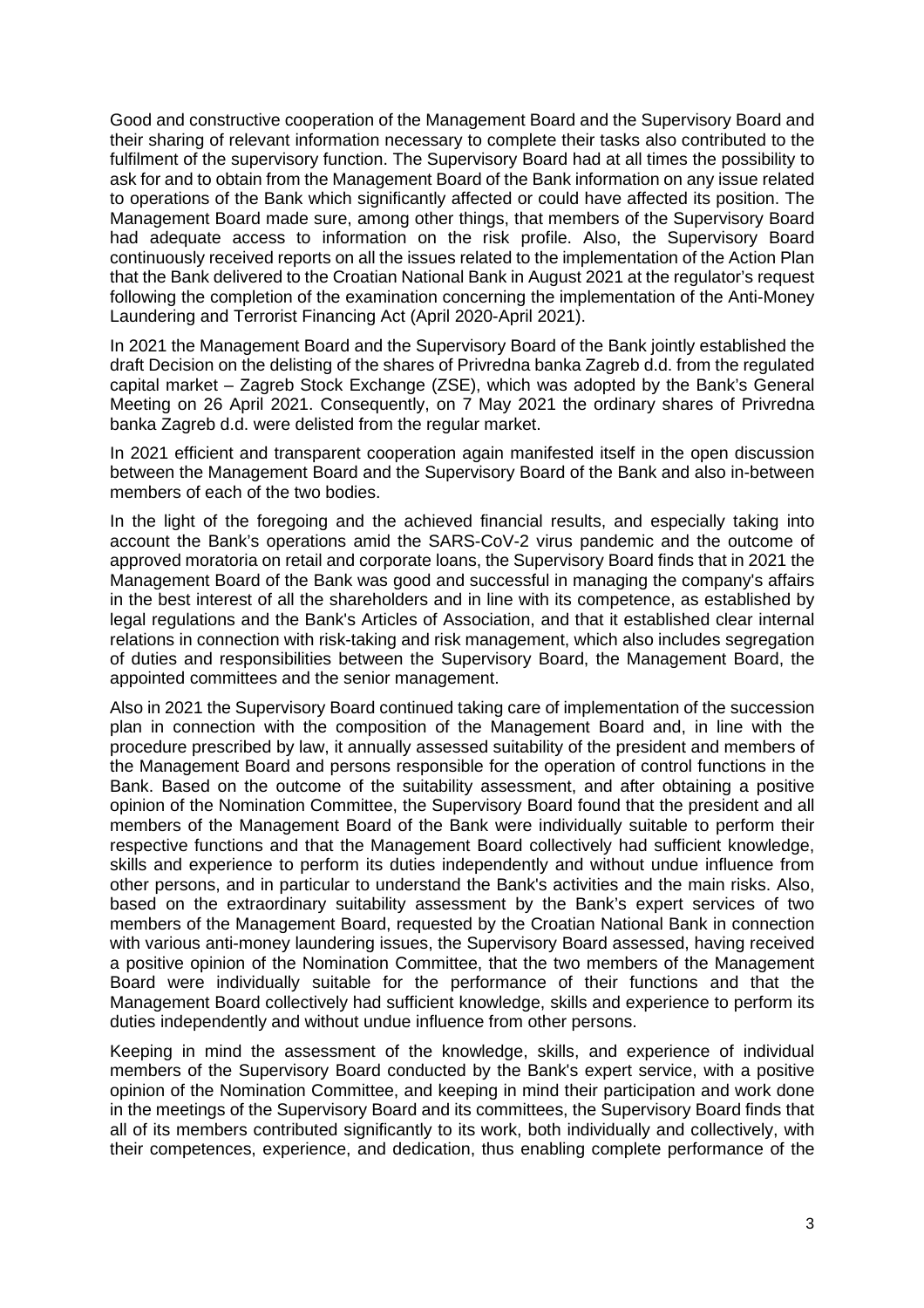Good and constructive cooperation of the Management Board and the Supervisory Board and their sharing of relevant information necessary to complete their tasks also contributed to the fulfilment of the supervisory function. The Supervisory Board had at all times the possibility to ask for and to obtain from the Management Board of the Bank information on any issue related to operations of the Bank which significantly affected or could have affected its position. The Management Board made sure, among other things, that members of the Supervisory Board had adequate access to information on the risk profile. Also, the Supervisory Board continuously received reports on all the issues related to the implementation of the Action Plan that the Bank delivered to the Croatian National Bank in August 2021 at the regulator's request following the completion of the examination concerning the implementation of the Anti-Money Laundering and Terrorist Financing Act (April 2020-April 2021).

In 2021 the Management Board and the Supervisory Board of the Bank jointly established the draft Decision on the delisting of the shares of Privredna banka Zagreb d.d. from the regulated capital market – Zagreb Stock Exchange (ZSE), which was adopted by the Bank's General Meeting on 26 April 2021. Consequently, on 7 May 2021 the ordinary shares of Privredna banka Zagreb d.d. were delisted from the regular market.

In 2021 efficient and transparent cooperation again manifested itself in the open discussion between the Management Board and the Supervisory Board of the Bank and also in-between members of each of the two bodies.

In the light of the foregoing and the achieved financial results, and especially taking into account the Bank's operations amid the SARS-CoV-2 virus pandemic and the outcome of approved moratoria on retail and corporate loans, the Supervisory Board finds that in 2021 the Management Board of the Bank was good and successful in managing the company's affairs in the best interest of all the shareholders and in line with its competence, as established by legal regulations and the Bank's Articles of Association, and that it established clear internal relations in connection with risk-taking and risk management, which also includes segregation of duties and responsibilities between the Supervisory Board, the Management Board, the appointed committees and the senior management.

Also in 2021 the Supervisory Board continued taking care of implementation of the succession plan in connection with the composition of the Management Board and, in line with the procedure prescribed by law, it annually assessed suitability of the president and members of the Management Board and persons responsible for the operation of control functions in the Bank. Based on the outcome of the suitability assessment, and after obtaining a positive opinion of the Nomination Committee, the Supervisory Board found that the president and all members of the Management Board of the Bank were individually suitable to perform their respective functions and that the Management Board collectively had sufficient knowledge, skills and experience to perform its duties independently and without undue influence from other persons, and in particular to understand the Bank's activities and the main risks. Also, based on the extraordinary suitability assessment by the Bank's expert services of two members of the Management Board, requested by the Croatian National Bank in connection with various anti-money laundering issues, the Supervisory Board assessed, having received a positive opinion of the Nomination Committee, that the two members of the Management Board were individually suitable for the performance of their functions and that the Management Board collectively had sufficient knowledge, skills and experience to perform its duties independently and without undue influence from other persons.

Keeping in mind the assessment of the knowledge, skills, and experience of individual members of the Supervisory Board conducted by the Bank's expert service, with a positive opinion of the Nomination Committee, and keeping in mind their participation and work done in the meetings of the Supervisory Board and its committees, the Supervisory Board finds that all of its members contributed significantly to its work, both individually and collectively, with their competences, experience, and dedication, thus enabling complete performance of the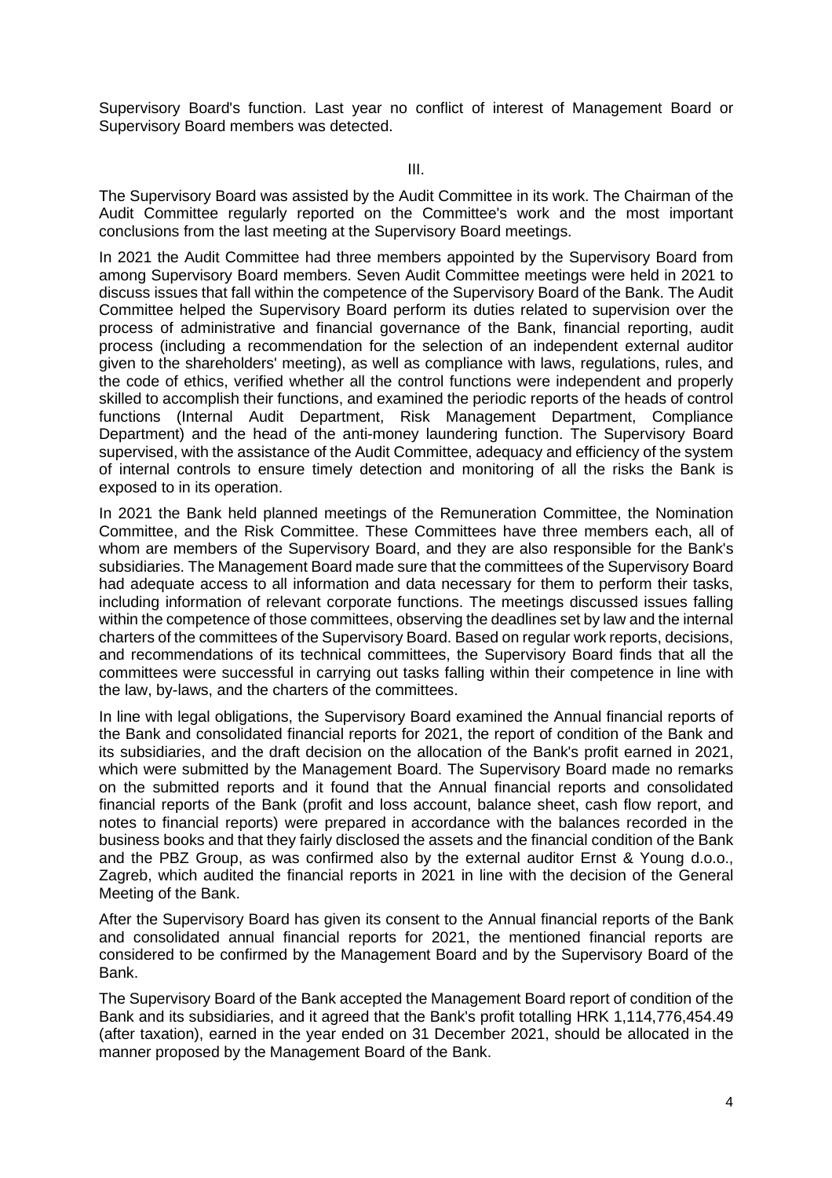Supervisory Board's function. Last year no conflict of interest of Management Board or Supervisory Board members was detected.

III.

The Supervisory Board was assisted by the Audit Committee in its work. The Chairman of the Audit Committee regularly reported on the Committee's work and the most important conclusions from the last meeting at the Supervisory Board meetings.

In 2021 the Audit Committee had three members appointed by the Supervisory Board from among Supervisory Board members. Seven Audit Committee meetings were held in 2021 to discuss issues that fall within the competence of the Supervisory Board of the Bank. The Audit Committee helped the Supervisory Board perform its duties related to supervision over the process of administrative and financial governance of the Bank, financial reporting, audit process (including a recommendation for the selection of an independent external auditor given to the shareholders' meeting), as well as compliance with laws, regulations, rules, and the code of ethics, verified whether all the control functions were independent and properly skilled to accomplish their functions, and examined the periodic reports of the heads of control functions (Internal Audit Department, Risk Management Department, Compliance Department) and the head of the anti-money laundering function. The Supervisory Board supervised, with the assistance of the Audit Committee, adequacy and efficiency of the system of internal controls to ensure timely detection and monitoring of all the risks the Bank is exposed to in its operation.

In 2021 the Bank held planned meetings of the Remuneration Committee, the Nomination Committee, and the Risk Committee. These Committees have three members each, all of whom are members of the Supervisory Board, and they are also responsible for the Bank's subsidiaries. The Management Board made sure that the committees of the Supervisory Board had adequate access to all information and data necessary for them to perform their tasks, including information of relevant corporate functions. The meetings discussed issues falling within the competence of those committees, observing the deadlines set by law and the internal charters of the committees of the Supervisory Board. Based on regular work reports, decisions, and recommendations of its technical committees, the Supervisory Board finds that all the committees were successful in carrying out tasks falling within their competence in line with the law, by-laws, and the charters of the committees.

In line with legal obligations, the Supervisory Board examined the Annual financial reports of the Bank and consolidated financial reports for 2021, the report of condition of the Bank and its subsidiaries, and the draft decision on the allocation of the Bank's profit earned in 2021, which were submitted by the Management Board. The Supervisory Board made no remarks on the submitted reports and it found that the Annual financial reports and consolidated financial reports of the Bank (profit and loss account, balance sheet, cash flow report, and notes to financial reports) were prepared in accordance with the balances recorded in the business books and that they fairly disclosed the assets and the financial condition of the Bank and the PBZ Group, as was confirmed also by the external auditor Ernst & Young d.o.o., Zagreb, which audited the financial reports in 2021 in line with the decision of the General Meeting of the Bank.

After the Supervisory Board has given its consent to the Annual financial reports of the Bank and consolidated annual financial reports for 2021, the mentioned financial reports are considered to be confirmed by the Management Board and by the Supervisory Board of the Bank.

The Supervisory Board of the Bank accepted the Management Board report of condition of the Bank and its subsidiaries, and it agreed that the Bank's profit totalling HRK 1,114,776,454.49 (after taxation), earned in the year ended on 31 December 2021, should be allocated in the manner proposed by the Management Board of the Bank.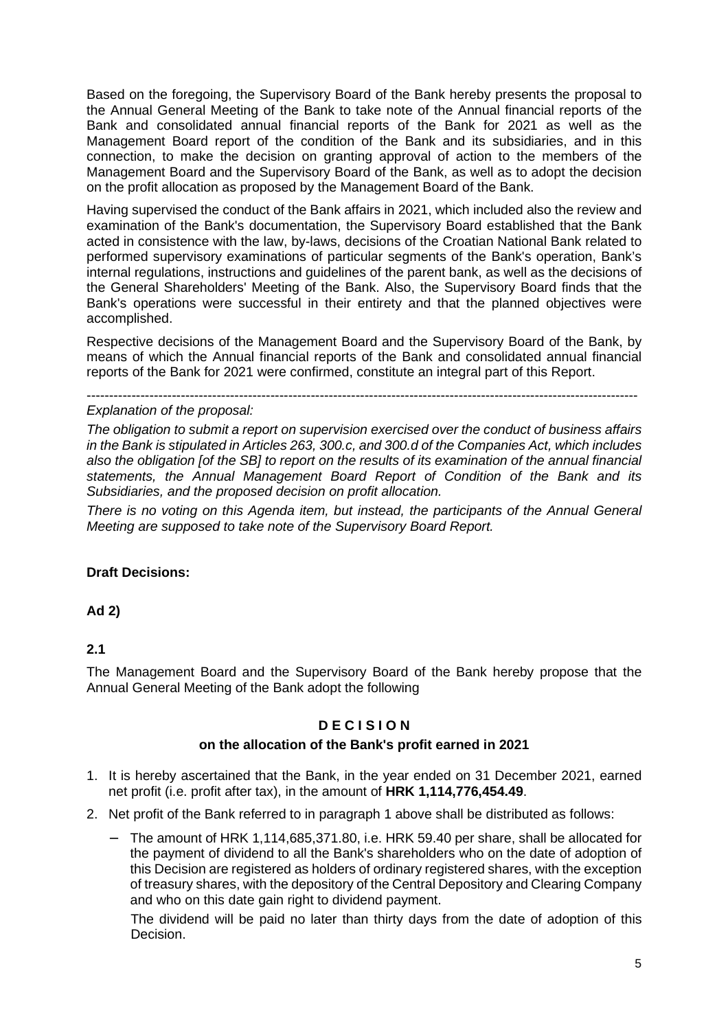Based on the foregoing, the Supervisory Board of the Bank hereby presents the proposal to the Annual General Meeting of the Bank to take note of the Annual financial reports of the Bank and consolidated annual financial reports of the Bank for 2021 as well as the Management Board report of the condition of the Bank and its subsidiaries, and in this connection, to make the decision on granting approval of action to the members of the Management Board and the Supervisory Board of the Bank, as well as to adopt the decision on the profit allocation as proposed by the Management Board of the Bank.

Having supervised the conduct of the Bank affairs in 2021, which included also the review and examination of the Bank's documentation, the Supervisory Board established that the Bank acted in consistence with the law, by-laws, decisions of the Croatian National Bank related to performed supervisory examinations of particular segments of the Bank's operation, Bank's internal regulations, instructions and guidelines of the parent bank, as well as the decisions of the General Shareholders' Meeting of the Bank. Also, the Supervisory Board finds that the Bank's operations were successful in their entirety and that the planned objectives were accomplished.

Respective decisions of the Management Board and the Supervisory Board of the Bank, by means of which the Annual financial reports of the Bank and consolidated annual financial reports of the Bank for 2021 were confirmed, constitute an integral part of this Report.

---

*Explanation of the proposal:*

*The obligation to submit a report on supervision exercised over the conduct of business affairs in the Bank is stipulated in Articles 263, 300.c, and 300.d of the Companies Act, which includes also the obligation [of the SB] to report on the results of its examination of the annual financial statements, the Annual Management Board Report of Condition of the Bank and its Subsidiaries, and the proposed decision on profit allocation.*

*There is no voting on this Agenda item, but instead, the participants of the Annual General Meeting are supposed to take note of the Supervisory Board Report.*

**Draft Decisions:**

**Ad 2)**

**2.1**

The Management Board and the Supervisory Board of the Bank hereby propose that the Annual General Meeting of the Bank adopt the following

**D E C I S I O N**

**on the allocation of the Bank's profit earned in 2021**

1. It is hereby ascertained that the Bank, in the year ended on 31 December 2021, earned net profit (i.e. profit after tax), in the amount of **HRK 1,114,776,454.49**.
2. Net profit of the Bank referred to in paragraph 1 above shall be distributed as follows:
   - The amount of HRK 1,114,685,371.80, i.e. HRK 59.40 per share, shall be allocated for the payment of dividend to all the Bank's shareholders who on the date of adoption of this Decision are registered as holders of ordinary registered shares, with the exception of treasury shares, with the depository of the Central Depository and Clearing Company and who on this date gain right to dividend payment.

     The dividend will be paid no later than thirty days from the date of adoption of this Decision.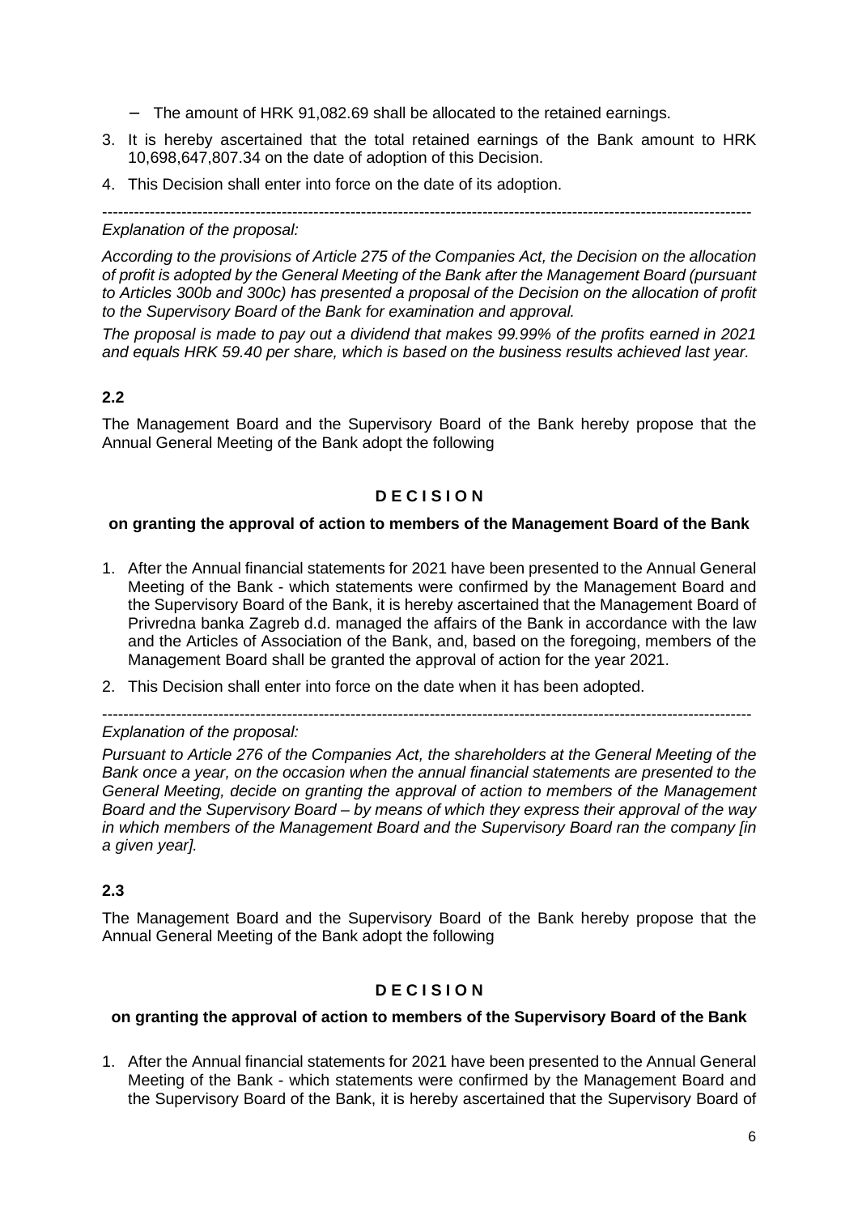– The amount of HRK 91,082.69 shall be allocated to the retained earnings.

3. It is hereby ascertained that the total retained earnings of the Bank amount to HRK 10,698,647,807.34 on the date of adoption of this Decision.
4. This Decision shall enter into force on the date of its adoption.

---

*Explanation of the proposal:*

*According to the provisions of Article 275 of the Companies Act, the Decision on the allocation of profit is adopted by the General Meeting of the Bank after the Management Board (pursuant to Articles 300b and 300c) has presented a proposal of the Decision on the allocation of profit to the Supervisory Board of the Bank for examination and approval.*

*The proposal is made to pay out a dividend that makes 99.99% of the profits earned in 2021 and equals HRK 59.40 per share, which is based on the business results achieved last year.*

**2.2**

The Management Board and the Supervisory Board of the Bank hereby propose that the Annual General Meeting of the Bank adopt the following

**D E C I S I O N**

**on granting the approval of action to members of the Management Board of the Bank**

1. After the Annual financial statements for 2021 have been presented to the Annual General Meeting of the Bank - which statements were confirmed by the Management Board and the Supervisory Board of the Bank, it is hereby ascertained that the Management Board of Privredna banka Zagreb d.d. managed the affairs of the Bank in accordance with the law and the Articles of Association of the Bank, and, based on the foregoing, members of the Management Board shall be granted the approval of action for the year 2021.
2. This Decision shall enter into force on the date when it has been adopted.

---

*Explanation of the proposal:*

*Pursuant to Article 276 of the Companies Act, the shareholders at the General Meeting of the Bank once a year, on the occasion when the annual financial statements are presented to the General Meeting, decide on granting the approval of action to members of the Management Board and the Supervisory Board – by means of which they express their approval of the way in which members of the Management Board and the Supervisory Board ran the company [in a given year].*

**2.3**

The Management Board and the Supervisory Board of the Bank hereby propose that the Annual General Meeting of the Bank adopt the following

**D E C I S I O N**

**on granting the approval of action to members of the Supervisory Board of the Bank**

1. After the Annual financial statements for 2021 have been presented to the Annual General Meeting of the Bank - which statements were confirmed by the Management Board and the Supervisory Board of the Bank, it is hereby ascertained that the Supervisory Board of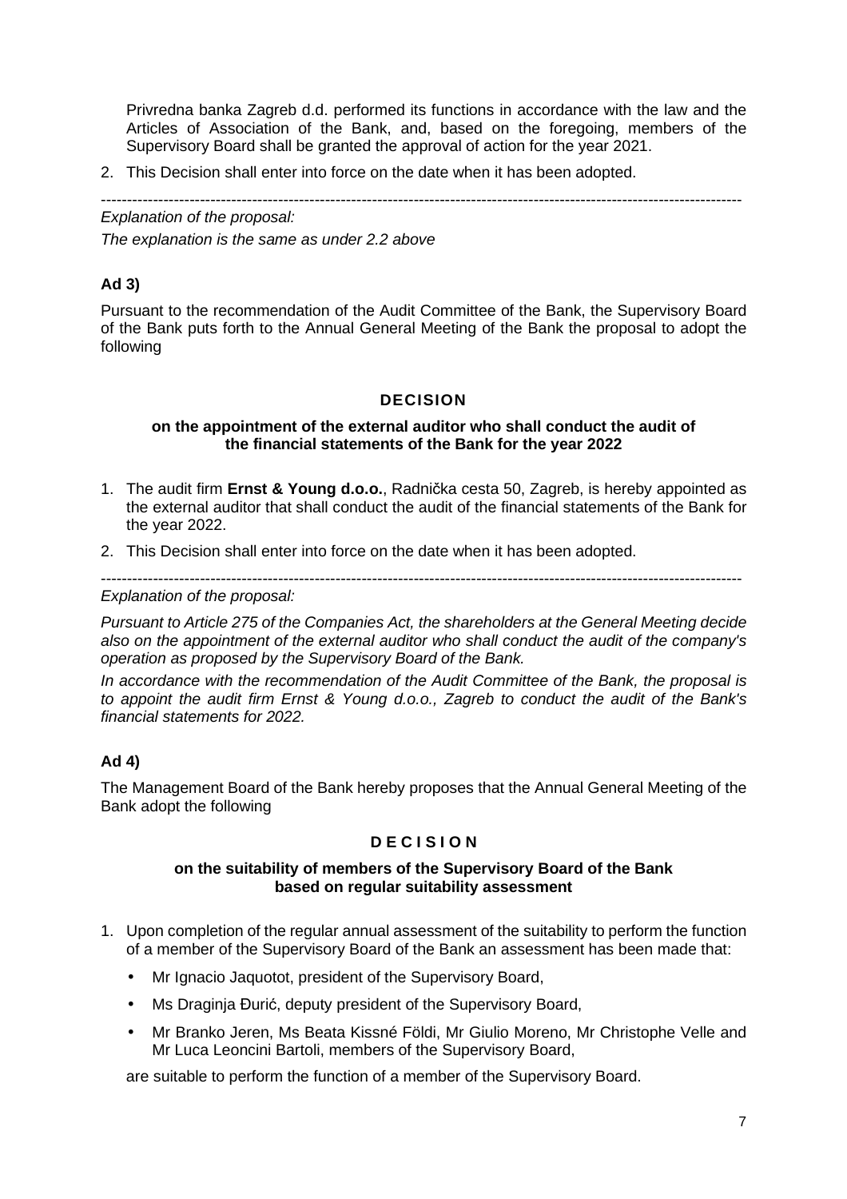Privredna banka Zagreb d.d. performed its functions in accordance with the law and the Articles of Association of the Bank, and, based on the foregoing, members of the Supervisory Board shall be granted the approval of action for the year 2021.

2. This Decision shall enter into force on the date when it has been adopted.

---

*Explanation of the proposal:*

*The explanation is the same as under 2.2 above*

**Ad 3)**

Pursuant to the recommendation of the Audit Committee of the Bank, the Supervisory Board of the Bank puts forth to the Annual General Meeting of the Bank the proposal to adopt the following

**DECISION**

**on the appointment of the external auditor who shall conduct the audit of the financial statements of the Bank for the year 2022**

1. The audit firm **Ernst & Young d.o.o.**, Radnička cesta 50, Zagreb, is hereby appointed as the external auditor that shall conduct the audit of the financial statements of the Bank for the year 2022.
2. This Decision shall enter into force on the date when it has been adopted.

---

*Explanation of the proposal:*

*Pursuant to Article 275 of the Companies Act, the shareholders at the General Meeting decide also on the appointment of the external auditor who shall conduct the audit of the company's operation as proposed by the Supervisory Board of the Bank.*

*In accordance with the recommendation of the Audit Committee of the Bank, the proposal is to appoint the audit firm Ernst & Young d.o.o., Zagreb to conduct the audit of the Bank's financial statements for 2022.*

**Ad 4)**

The Management Board of the Bank hereby proposes that the Annual General Meeting of the Bank adopt the following

**D E C I S I O N**

**on the suitability of members of the Supervisory Board of the Bank based on regular suitability assessment**

1. Upon completion of the regular annual assessment of the suitability to perform the function of a member of the Supervisory Board of the Bank an assessment has been made that:
   - Mr Ignacio Jaquotot, president of the Supervisory Board,
   - Ms Draginja Đurić, deputy president of the Supervisory Board,
   - Mr Branko Jeren, Ms Beata Kissné Földi, Mr Giulio Moreno, Mr Christophe Velle and Mr Luca Leoncini Bartoli, members of the Supervisory Board,

   are suitable to perform the function of a member of the Supervisory Board.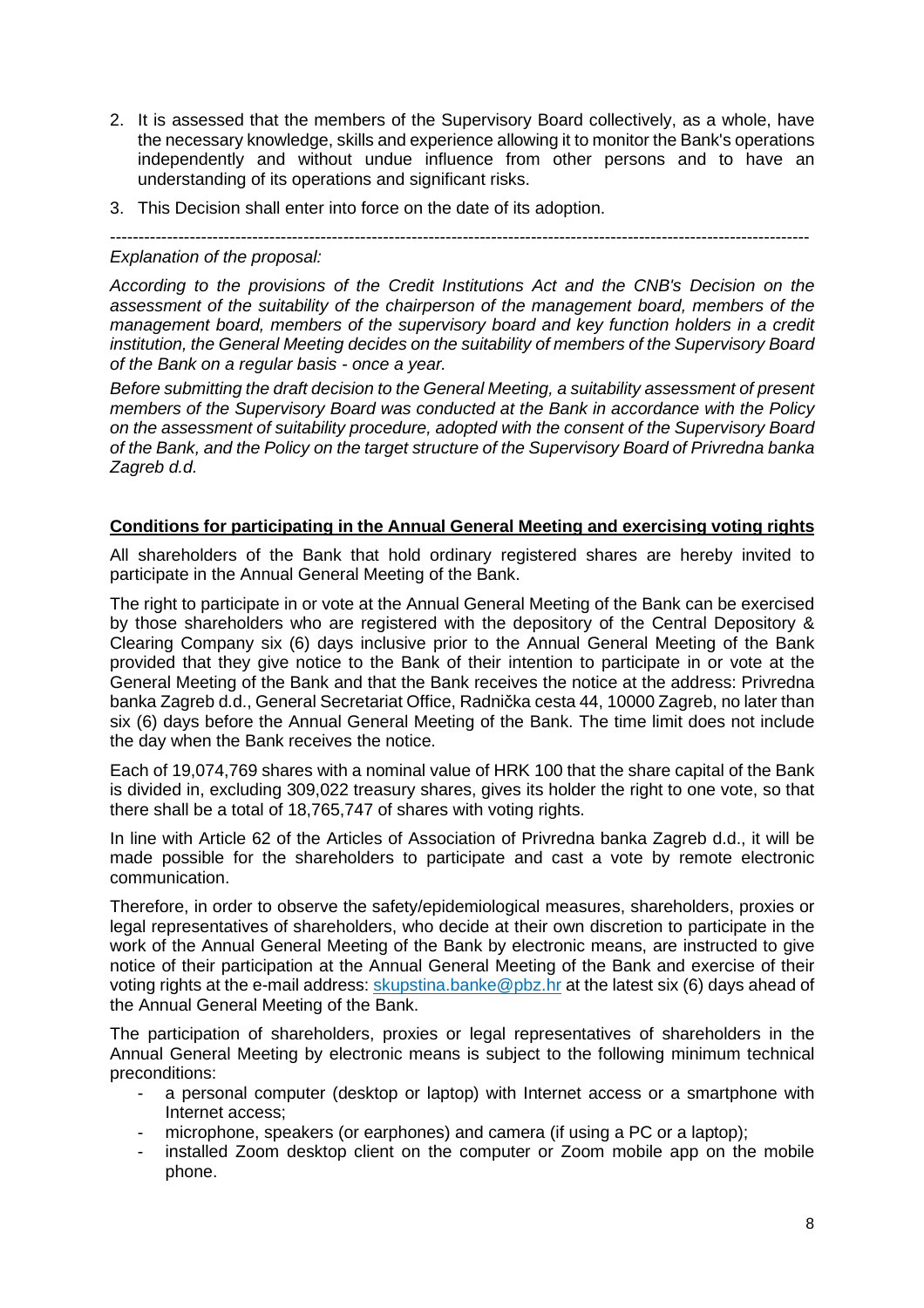2. It is assessed that the members of the Supervisory Board collectively, as a whole, have the necessary knowledge, skills and experience allowing it to monitor the Bank's operations independently and without undue influence from other persons and to have an understanding of its operations and significant risks.
3. This Decision shall enter into force on the date of its adoption.

---

*Explanation of the proposal:*

*According to the provisions of the Credit Institutions Act and the CNB's Decision on the assessment of the suitability of the chairperson of the management board, members of the management board, members of the supervisory board and key function holders in a credit institution, the General Meeting decides on the suitability of members of the Supervisory Board of the Bank on a regular basis - once a year.*

*Before submitting the draft decision to the General Meeting, a suitability assessment of present members of the Supervisory Board was conducted at the Bank in accordance with the Policy on the assessment of suitability procedure, adopted with the consent of the Supervisory Board of the Bank, and the Policy on the target structure of the Supervisory Board of Privredna banka Zagreb d.d.*

**Conditions for participating in the Annual General Meeting and exercising voting rights**

All shareholders of the Bank that hold ordinary registered shares are hereby invited to participate in the Annual General Meeting of the Bank.

The right to participate in or vote at the Annual General Meeting of the Bank can be exercised by those shareholders who are registered with the depository of the Central Depository & Clearing Company six (6) days inclusive prior to the Annual General Meeting of the Bank provided that they give notice to the Bank of their intention to participate in or vote at the General Meeting of the Bank and that the Bank receives the notice at the address: Privredna banka Zagreb d.d., General Secretariat Office, Radnička cesta 44, 10000 Zagreb, no later than six (6) days before the Annual General Meeting of the Bank. The time limit does not include the day when the Bank receives the notice.

Each of 19,074,769 shares with a nominal value of HRK 100 that the share capital of the Bank is divided in, excluding 309,022 treasury shares, gives its holder the right to one vote, so that there shall be a total of 18,765,747 of shares with voting rights.

In line with Article 62 of the Articles of Association of Privredna banka Zagreb d.d., it will be made possible for the shareholders to participate and cast a vote by remote electronic communication.

Therefore, in order to observe the safety/epidemiological measures, shareholders, proxies or legal representatives of shareholders, who decide at their own discretion to participate in the work of the Annual General Meeting of the Bank by electronic means, are instructed to give notice of their participation at the Annual General Meeting of the Bank and exercise of their voting rights at the e-mail address: skupstina.banke@pbz.hr at the latest six (6) days ahead of the Annual General Meeting of the Bank.

The participation of shareholders, proxies or legal representatives of shareholders in the Annual General Meeting by electronic means is subject to the following minimum technical preconditions:

- a personal computer (desktop or laptop) with Internet access or a smartphone with Internet access;
- microphone, speakers (or earphones) and camera (if using a PC or a laptop);
- installed Zoom desktop client on the computer or Zoom mobile app on the mobile phone.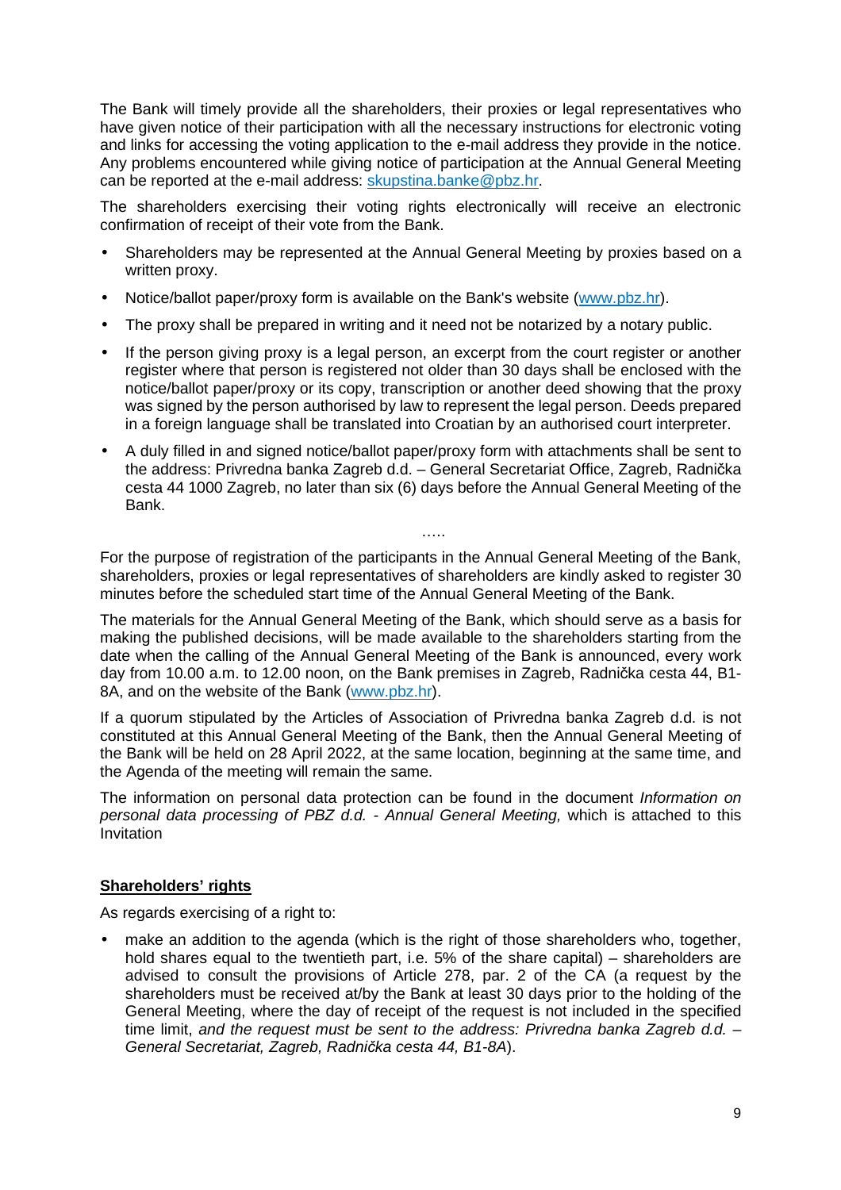The Bank will timely provide all the shareholders, their proxies or legal representatives who have given notice of their participation with all the necessary instructions for electronic voting and links for accessing the voting application to the e-mail address they provide in the notice. Any problems encountered while giving notice of participation at the Annual General Meeting can be reported at the e-mail address: skupstina.banke@pbz.hr.

The shareholders exercising their voting rights electronically will receive an electronic confirmation of receipt of their vote from the Bank.

- Shareholders may be represented at the Annual General Meeting by proxies based on a written proxy.
- Notice/ballot paper/proxy form is available on the Bank's website (www.pbz.hr).
- The proxy shall be prepared in writing and it need not be notarized by a notary public.
- If the person giving proxy is a legal person, an excerpt from the court register or another register where that person is registered not older than 30 days shall be enclosed with the notice/ballot paper/proxy or its copy, transcription or another deed showing that the proxy was signed by the person authorised by law to represent the legal person. Deeds prepared in a foreign language shall be translated into Croatian by an authorised court interpreter.
- A duly filled in and signed notice/ballot paper/proxy form with attachments shall be sent to the address: Privredna banka Zagreb d.d. – General Secretariat Office, Zagreb, Radnička cesta 44 1000 Zagreb, no later than six (6) days before the Annual General Meeting of the Bank.

.....

For the purpose of registration of the participants in the Annual General Meeting of the Bank, shareholders, proxies or legal representatives of shareholders are kindly asked to register 30 minutes before the scheduled start time of the Annual General Meeting of the Bank.

The materials for the Annual General Meeting of the Bank, which should serve as a basis for making the published decisions, will be made available to the shareholders starting from the date when the calling of the Annual General Meeting of the Bank is announced, every work day from 10.00 a.m. to 12.00 noon, on the Bank premises in Zagreb, Radnička cesta 44, B1-8A, and on the website of the Bank (www.pbz.hr).

If a quorum stipulated by the Articles of Association of Privredna banka Zagreb d.d. is not constituted at this Annual General Meeting of the Bank, then the Annual General Meeting of the Bank will be held on 28 April 2022, at the same location, beginning at the same time, and the Agenda of the meeting will remain the same.

The information on personal data protection can be found in the document *Information on personal data processing of PBZ d.d. - Annual General Meeting,* which is attached to this Invitation

**Shareholders' rights**

As regards exercising of a right to:

- make an addition to the agenda (which is the right of those shareholders who, together, hold shares equal to the twentieth part, i.e. 5% of the share capital) – shareholders are advised to consult the provisions of Article 278, par. 2 of the CA (a request by the shareholders must be received at/by the Bank at least 30 days prior to the holding of the General Meeting, where the day of receipt of the request is not included in the specified time limit, *and the request must be sent to the address: Privredna banka Zagreb d.d. – General Secretariat, Zagreb, Radnička cesta 44, B1-8A*).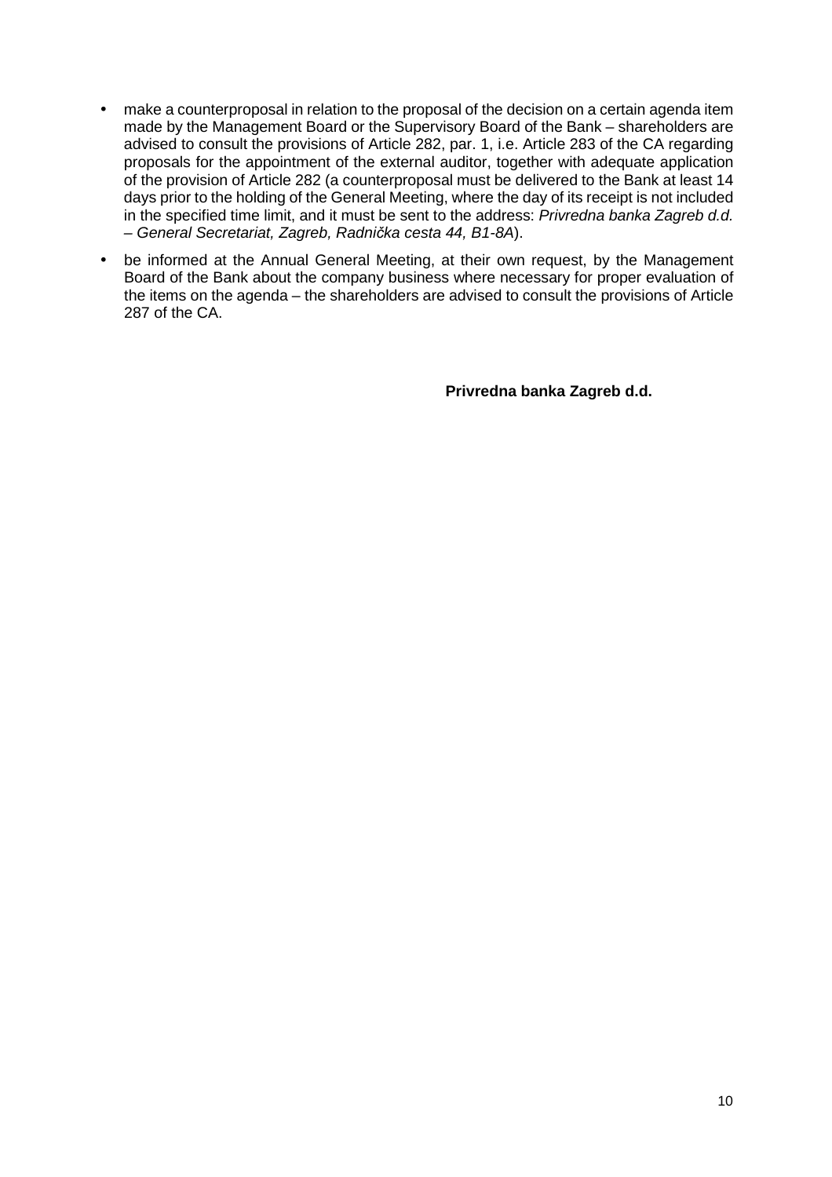- make a counterproposal in relation to the proposal of the decision on a certain agenda item made by the Management Board or the Supervisory Board of the Bank – shareholders are advised to consult the provisions of Article 282, par. 1, i.e. Article 283 of the CA regarding proposals for the appointment of the external auditor, together with adequate application of the provision of Article 282 (a counterproposal must be delivered to the Bank at least 14 days prior to the holding of the General Meeting, where the day of its receipt is not included in the specified time limit, and it must be sent to the address: *Privredna banka Zagreb d.d. – General Secretariat, Zagreb, Radnička cesta 44, B1-8A*).

- be informed at the Annual General Meeting, at their own request, by the Management Board of the Bank about the company business where necessary for proper evaluation of the items on the agenda – the shareholders are advised to consult the provisions of Article 287 of the CA.

**Privredna banka Zagreb d.d.**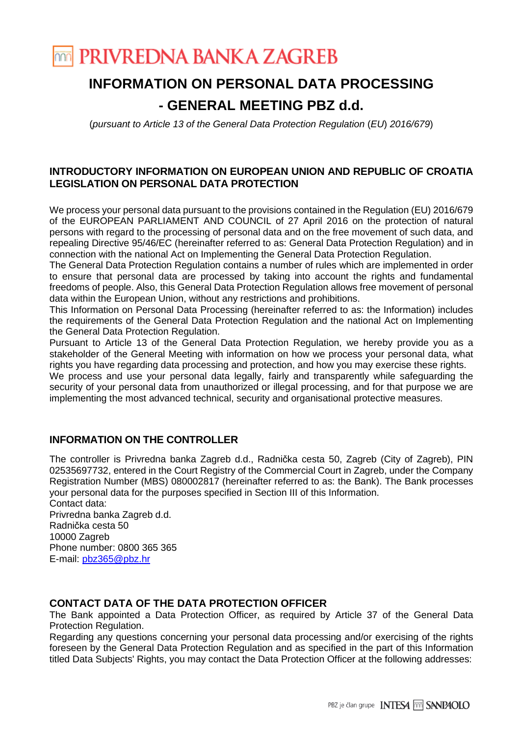# PRIVREDNA BANKA ZAGREB

# INFORMATION ON PERSONAL DATA PROCESSING
# - GENERAL MEETING PBZ d.d.

(*pursuant to Article 13 of the General Data Protection Regulation* (*EU*) *2016/679*)

## INTRODUCTORY INFORMATION ON EUROPEAN UNION AND REPUBLIC OF CROATIA LEGISLATION ON PERSONAL DATA PROTECTION

We process your personal data pursuant to the provisions contained in the Regulation (EU) 2016/679 of the EUROPEAN PARLIAMENT AND COUNCIL of 27 April 2016 on the protection of natural persons with regard to the processing of personal data and on the free movement of such data, and repealing Directive 95/46/EC (hereinafter referred to as: General Data Protection Regulation) and in connection with the national Act on Implementing the General Data Protection Regulation.
The General Data Protection Regulation contains a number of rules which are implemented in order to ensure that personal data are processed by taking into account the rights and fundamental freedoms of people. Also, this General Data Protection Regulation allows free movement of personal data within the European Union, without any restrictions and prohibitions.
This Information on Personal Data Processing (hereinafter referred to as: the Information) includes the requirements of the General Data Protection Regulation and the national Act on Implementing the General Data Protection Regulation.
Pursuant to Article 13 of the General Data Protection Regulation, we hereby provide you as a stakeholder of the General Meeting with information on how we process your personal data, what rights you have regarding data processing and protection, and how you may exercise these rights.
We process and use your personal data legally, fairly and transparently while safeguarding the security of your personal data from unauthorized or illegal processing, and for that purpose we are implementing the most advanced technical, security and organisational protective measures.

## INFORMATION ON THE CONTROLLER

The controller is Privredna banka Zagreb d.d., Radnička cesta 50, Zagreb (City of Zagreb), PIN 02535697732, entered in the Court Registry of the Commercial Court in Zagreb, under the Company Registration Number (MBS) 080002817 (hereinafter referred to as: the Bank). The Bank processes your personal data for the purposes specified in Section III of this Information.
Contact data:
Privredna banka Zagreb d.d.
Radnička cesta 50
10000 Zagreb
Phone number: 0800 365 365
E-mail: pbz365@pbz.hr

## CONTACT DATA OF THE DATA PROTECTION OFFICER

The Bank appointed a Data Protection Officer, as required by Article 37 of the General Data Protection Regulation.
Regarding any questions concerning your personal data processing and/or exercising of the rights foreseen by the General Data Protection Regulation and as specified in the part of this Information titled Data Subjects' Rights, you may contact the Data Protection Officer at the following addresses: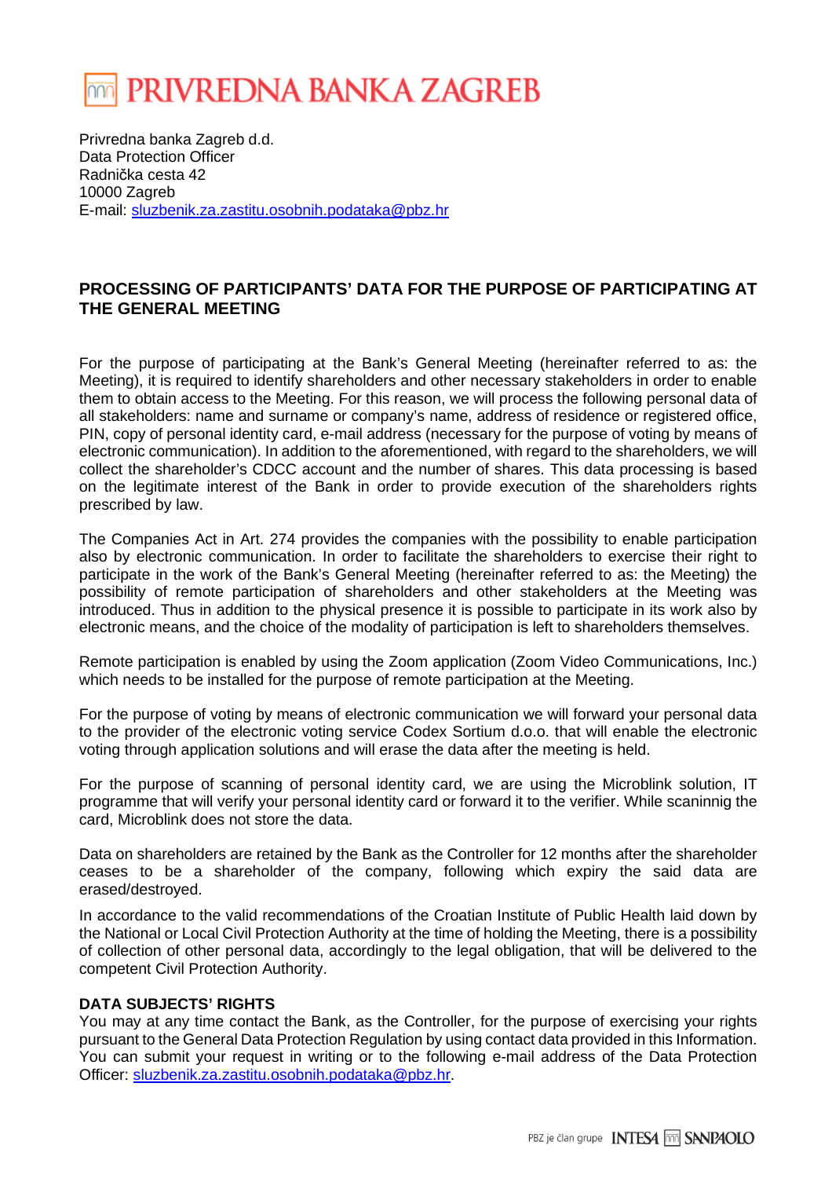# PRIVREDNA BANKA ZAGREB

Privredna banka Zagreb d.d.
Data Protection Officer
Radnička cesta 42
10000 Zagreb
E-mail: sluzbenik.za.zastitu.osobnih.podataka@pbz.hr

## PROCESSING OF PARTICIPANTS' DATA FOR THE PURPOSE OF PARTICIPATING AT THE GENERAL MEETING

For the purpose of participating at the Bank's General Meeting (hereinafter referred to as: the Meeting), it is required to identify shareholders and other necessary stakeholders in order to enable them to obtain access to the Meeting. For this reason, we will process the following personal data of all stakeholders: name and surname or company's name, address of residence or registered office, PIN, copy of personal identity card, e-mail address (necessary for the purpose of voting by means of electronic communication). In addition to the aforementioned, with regard to the shareholders, we will collect the shareholder's CDCC account and the number of shares. This data processing is based on the legitimate interest of the Bank in order to provide execution of the shareholders rights prescribed by law.

The Companies Act in Art. 274 provides the companies with the possibility to enable participation also by electronic communication. In order to facilitate the shareholders to exercise their right to participate in the work of the Bank's General Meeting (hereinafter referred to as: the Meeting) the possibility of remote participation of shareholders and other stakeholders at the Meeting was introduced. Thus in addition to the physical presence it is possible to participate in its work also by electronic means, and the choice of the modality of participation is left to shareholders themselves.

Remote participation is enabled by using the Zoom application (Zoom Video Communications, Inc.) which needs to be installed for the purpose of remote participation at the Meeting.

For the purpose of voting by means of electronic communication we will forward your personal data to the provider of the electronic voting service Codex Sortium d.o.o. that will enable the electronic voting through application solutions and will erase the data after the meeting is held.

For the purpose of scanning of personal identity card, we are using the Microblink solution, IT programme that will verify your personal identity card or forward it to the verifier. While scaninnig the card, Microblink does not store the data.

Data on shareholders are retained by the Bank as the Controller for 12 months after the shareholder ceases to be a shareholder of the company, following which expiry the said data are erased/destroyed.

In accordance to the valid recommendations of the Croatian Institute of Public Health laid down by the National or Local Civil Protection Authority at the time of holding the Meeting, there is a possibility of collection of other personal data, accordingly to the legal obligation, that will be delivered to the competent Civil Protection Authority.

**DATA SUBJECTS' RIGHTS**
You may at any time contact the Bank, as the Controller, for the purpose of exercising your rights pursuant to the General Data Protection Regulation by using contact data provided in this Information. You can submit your request in writing or to the following e-mail address of the Data Protection Officer: sluzbenik.za.zastitu.osobnih.podataka@pbz.hr.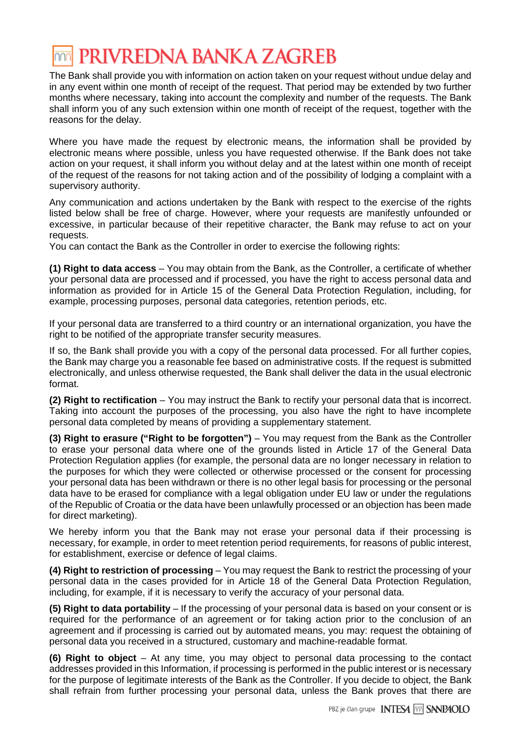The Bank shall provide you with information on action taken on your request without undue delay and in any event within one month of receipt of the request. That period may be extended by two further months where necessary, taking into account the complexity and number of the requests. The Bank shall inform you of any such extension within one month of receipt of the request, together with the reasons for the delay.

Where you have made the request by electronic means, the information shall be provided by electronic means where possible, unless you have requested otherwise. If the Bank does not take action on your request, it shall inform you without delay and at the latest within one month of receipt of the request of the reasons for not taking action and of the possibility of lodging a complaint with a supervisory authority.

Any communication and actions undertaken by the Bank with respect to the exercise of the rights listed below shall be free of charge. However, where your requests are manifestly unfounded or excessive, in particular because of their repetitive character, the Bank may refuse to act on your requests.
You can contact the Bank as the Controller in order to exercise the following rights:

**(1) Right to data access** – You may obtain from the Bank, as the Controller, a certificate of whether your personal data are processed and if processed, you have the right to access personal data and information as provided for in Article 15 of the General Data Protection Regulation, including, for example, processing purposes, personal data categories, retention periods, etc.

If your personal data are transferred to a third country or an international organization, you have the right to be notified of the appropriate transfer security measures.

If so, the Bank shall provide you with a copy of the personal data processed. For all further copies, the Bank may charge you a reasonable fee based on administrative costs. If the request is submitted electronically, and unless otherwise requested, the Bank shall deliver the data in the usual electronic format.

**(2) Right to rectification** – You may instruct the Bank to rectify your personal data that is incorrect. Taking into account the purposes of the processing, you also have the right to have incomplete personal data completed by means of providing a supplementary statement.

**(3) Right to erasure ("Right to be forgotten")** – You may request from the Bank as the Controller to erase your personal data where one of the grounds listed in Article 17 of the General Data Protection Regulation applies (for example, the personal data are no longer necessary in relation to the purposes for which they were collected or otherwise processed or the consent for processing your personal data has been withdrawn or there is no other legal basis for processing or the personal data have to be erased for compliance with a legal obligation under EU law or under the regulations of the Republic of Croatia or the data have been unlawfully processed or an objection has been made for direct marketing).

We hereby inform you that the Bank may not erase your personal data if their processing is necessary, for example, in order to meet retention period requirements, for reasons of public interest, for establishment, exercise or defence of legal claims.

**(4) Right to restriction of processing** – You may request the Bank to restrict the processing of your personal data in the cases provided for in Article 18 of the General Data Protection Regulation, including, for example, if it is necessary to verify the accuracy of your personal data.

**(5) Right to data portability** – If the processing of your personal data is based on your consent or is required for the performance of an agreement or for taking action prior to the conclusion of an agreement and if processing is carried out by automated means, you may: request the obtaining of personal data you received in a structured, customary and machine-readable format.

**(6) Right to object** – At any time, you may object to personal data processing to the contact addresses provided in this Information, if processing is performed in the public interest or is necessary for the purpose of legitimate interests of the Bank as the Controller. If you decide to object, the Bank shall refrain from further processing your personal data, unless the Bank proves that there are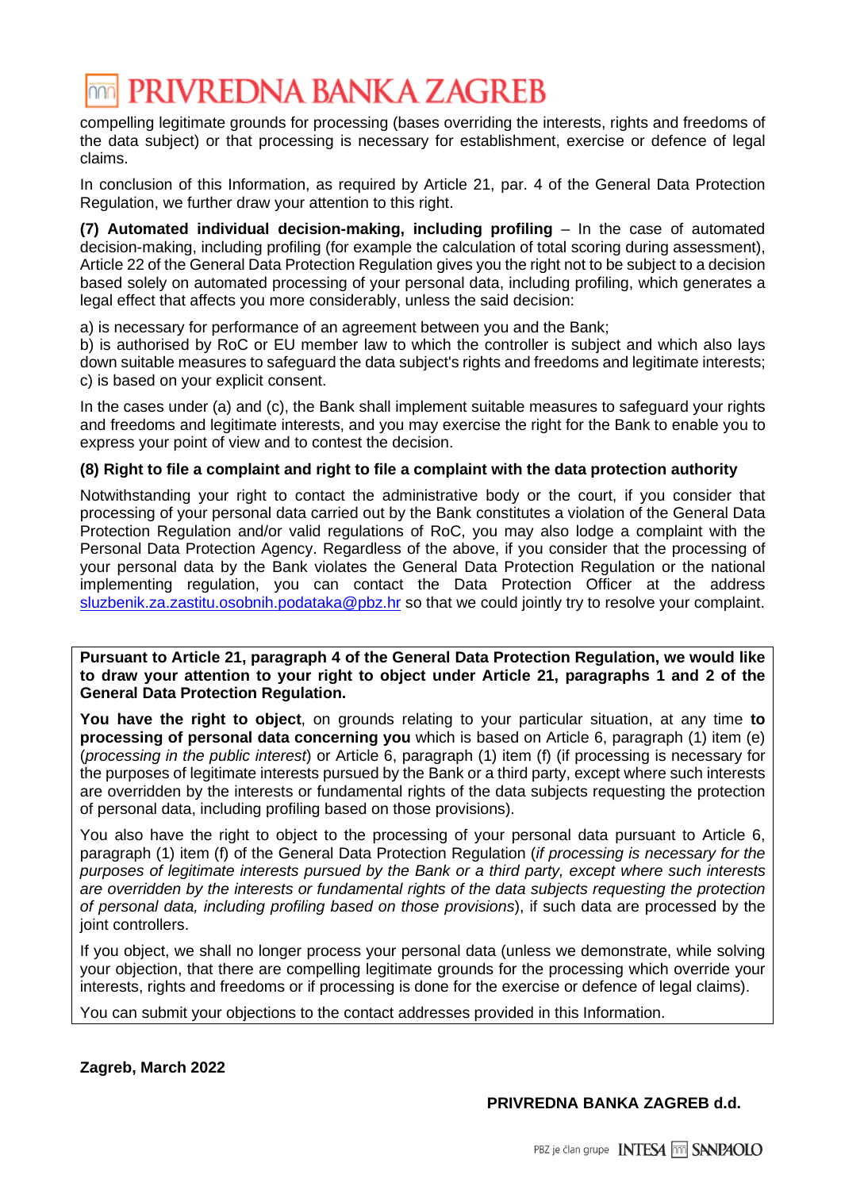compelling legitimate grounds for processing (bases overriding the interests, rights and freedoms of the data subject) or that processing is necessary for establishment, exercise or defence of legal claims.

In conclusion of this Information, as required by Article 21, par. 4 of the General Data Protection Regulation, we further draw your attention to this right.

**(7) Automated individual decision-making, including profiling** – In the case of automated decision-making, including profiling (for example the calculation of total scoring during assessment), Article 22 of the General Data Protection Regulation gives you the right not to be subject to a decision based solely on automated processing of your personal data, including profiling, which generates a legal effect that affects you more considerably, unless the said decision:

a) is necessary for performance of an agreement between you and the Bank;
b) is authorised by RoC or EU member law to which the controller is subject and which also lays down suitable measures to safeguard the data subject's rights and freedoms and legitimate interests;
c) is based on your explicit consent.

In the cases under (a) and (c), the Bank shall implement suitable measures to safeguard your rights and freedoms and legitimate interests, and you may exercise the right for the Bank to enable you to express your point of view and to contest the decision.

**(8) Right to file a complaint and right to file a complaint with the data protection authority**

Notwithstanding your right to contact the administrative body or the court, if you consider that processing of your personal data carried out by the Bank constitutes a violation of the General Data Protection Regulation and/or valid regulations of RoC, you may also lodge a complaint with the Personal Data Protection Agency. Regardless of the above, if you consider that the processing of your personal data by the Bank violates the General Data Protection Regulation or the national implementing regulation, you can contact the Data Protection Officer at the address sluzbenik.za.zastitu.osobnih.podataka@pbz.hr so that we could jointly try to resolve your complaint.

**Pursuant to Article 21, paragraph 4 of the General Data Protection Regulation, we would like to draw your attention to your right to object under Article 21, paragraphs 1 and 2 of the General Data Protection Regulation.**

**You have the right to object**, on grounds relating to your particular situation, at any time **to processing of personal data concerning you** which is based on Article 6, paragraph (1) item (e) (*processing in the public interest*) or Article 6, paragraph (1) item (f) (if processing is necessary for the purposes of legitimate interests pursued by the Bank or a third party, except where such interests are overridden by the interests or fundamental rights of the data subjects requesting the protection of personal data, including profiling based on those provisions).

You also have the right to object to the processing of your personal data pursuant to Article 6, paragraph (1) item (f) of the General Data Protection Regulation (*if processing is necessary for the purposes of legitimate interests pursued by the Bank or a third party, except where such interests are overridden by the interests or fundamental rights of the data subjects requesting the protection of personal data, including profiling based on those provisions*), if such data are processed by the joint controllers.

If you object, we shall no longer process your personal data (unless we demonstrate, while solving your objection, that there are compelling legitimate grounds for the processing which override your interests, rights and freedoms or if processing is done for the exercise or defence of legal claims).

You can submit your objections to the contact addresses provided in this Information.

**Zagreb, March 2022**

**PRIVREDNA BANKA ZAGREB d.d.**